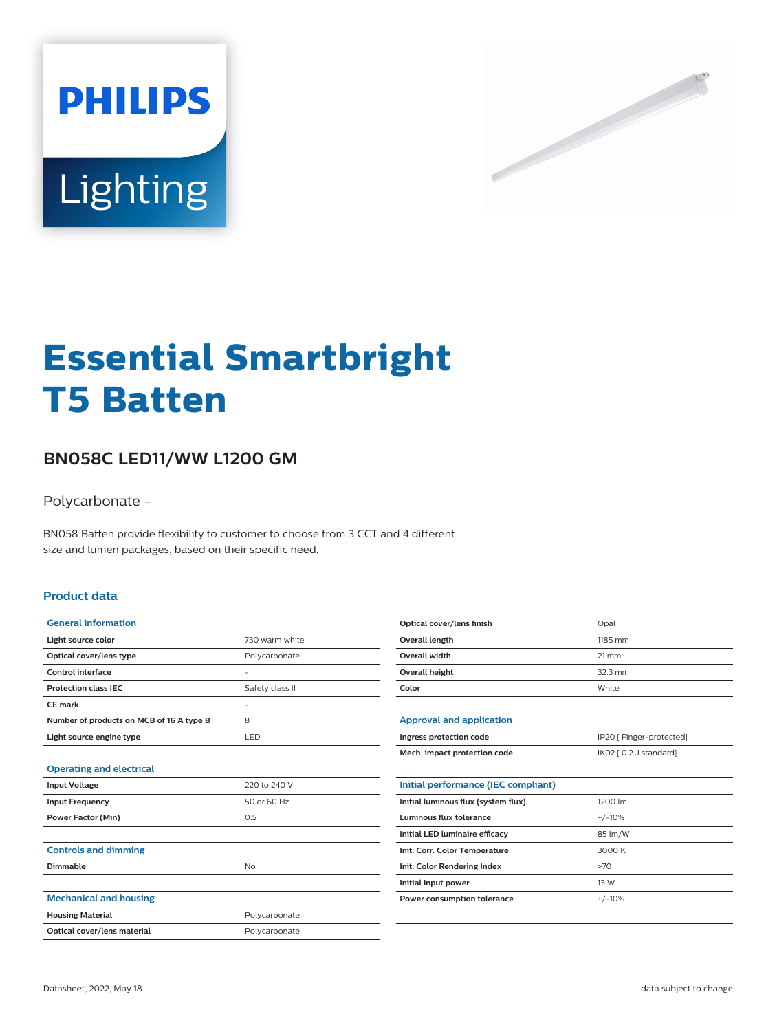PHILIPS

Lighting

# Essential Smartbright T5 Batten

## BN058C LED11/WW L1200 GM

Polycarbonate -

BN058 Batten provide flexibility to customer to choose from 3 CCT and 4 different size and lumen packages, based on their specific need.

### Product data

| General information | |
|---|---|
| Light source color | 730 warm white |
| Optical cover/lens type | Polycarbonate |
| Control interface | - |
| Protection class IEC | Safety class II |
| CE mark | - |
| Number of products on MCB of 16 A type B | 8 |
| Light source engine type | LED |

| Operating and electrical | |
|---|---|
| Input Voltage | 220 to 240 V |
| Input Frequency | 50 or 60 Hz |
| Power Factor (Min) | 0.5 |

| Controls and dimming | |
|---|---|
| Dimmable | No |

| Mechanical and housing | |
|---|---|
| Housing Material | Polycarbonate |
| Optical cover/lens material | Polycarbonate |
| Optical cover/lens finish | Opal |
| Overall length | 1185 mm |
| Overall width | 21 mm |
| Overall height | 32.3 mm |
| Color | White |

| Approval and application | |
|---|---|
| Ingress protection code | IP20 [ Finger-protected] |
| Mech. impact protection code | IK02 [ 0.2 J standard] |

| Initial performance (IEC compliant) | |
|---|---|
| Initial luminous flux (system flux) | 1200 lm |
| Luminous flux tolerance | +/-10% |
| Initial LED luminaire efficacy | 85 lm/W |
| Init. Corr. Color Temperature | 3000 K |
| Init. Color Rendering Index | >70 |
| Initial input power | 13 W |
| Power consumption tolerance | +/-10% |

Datasheet, 2022, May 18

data subject to change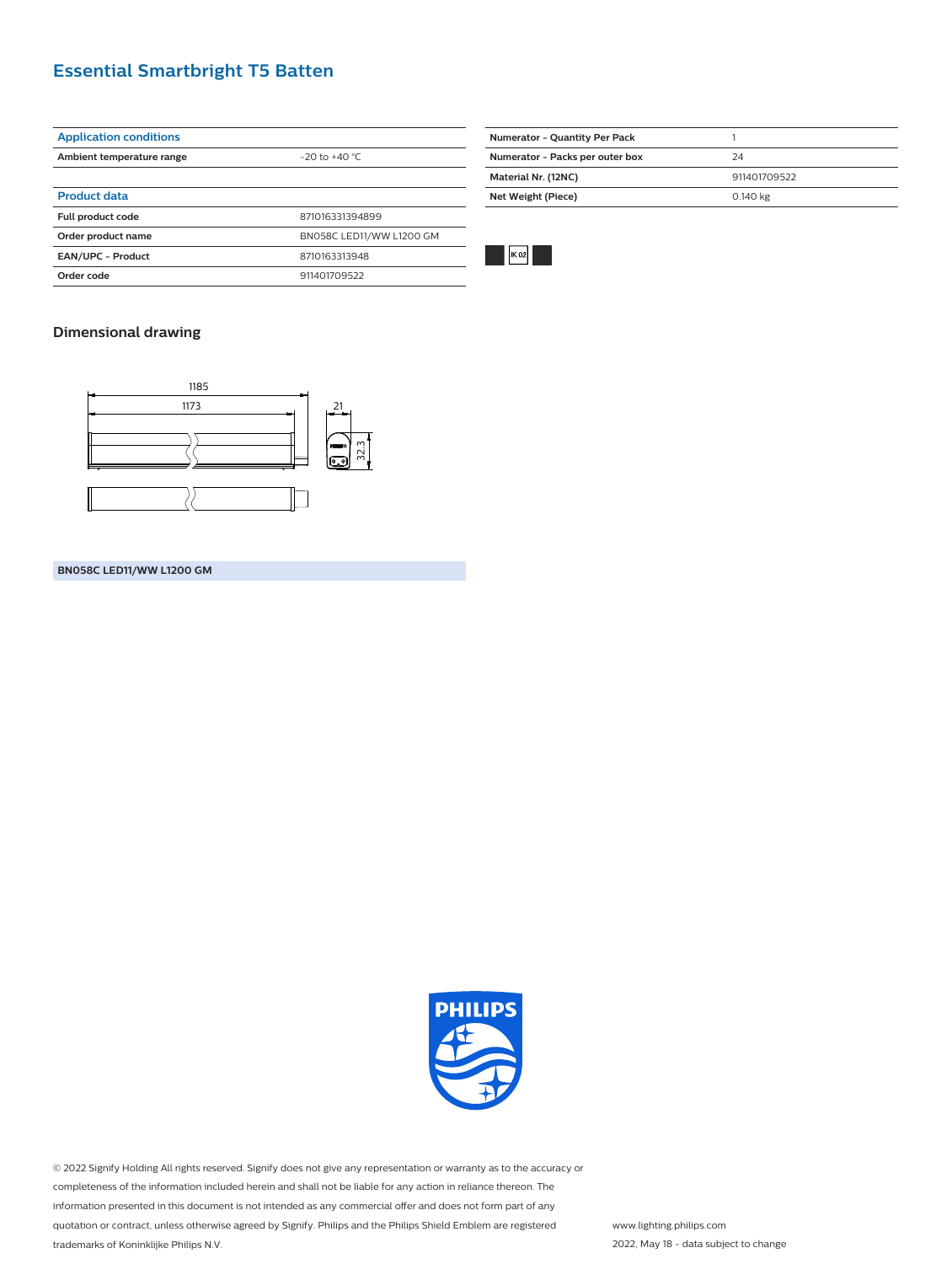## Essential Smartbright T5 Batten

| Application conditions | |
|---|---|
| Ambient temperature range | -20 to +40 °C |

| Product data | |
|---|---|
| Full product code | 871016331394899 |
| Order product name | BN058C LED11/WW L1200 GM |
| EAN/UPC - Product | 8710163313948 |
| Order code | 911401709522 |

| | |
|---|---|
| Numerator - Quantity Per Pack | 1 |
| Numerator - Packs per outer box | 24 |
| Material Nr. (12NC) | 911401709522 |
| Net Weight (Piece) | 0.140 kg |

IK 02

### Dimensional drawing

1185

1173

21

32.3

**BN058C LED11/WW L1200 GM**

© 2022 Signify Holding All rights reserved. Signify does not give any representation or warranty as to the accuracy or completeness of the information included herein and shall not be liable for any action in reliance thereon. The information presented in this document is not intended as any commercial offer and does not form part of any quotation or contract, unless otherwise agreed by Signify. Philips and the Philips Shield Emblem are registered trademarks of Koninklijke Philips N.V.

www.lighting.philips.com

2022, May 18 - data subject to change